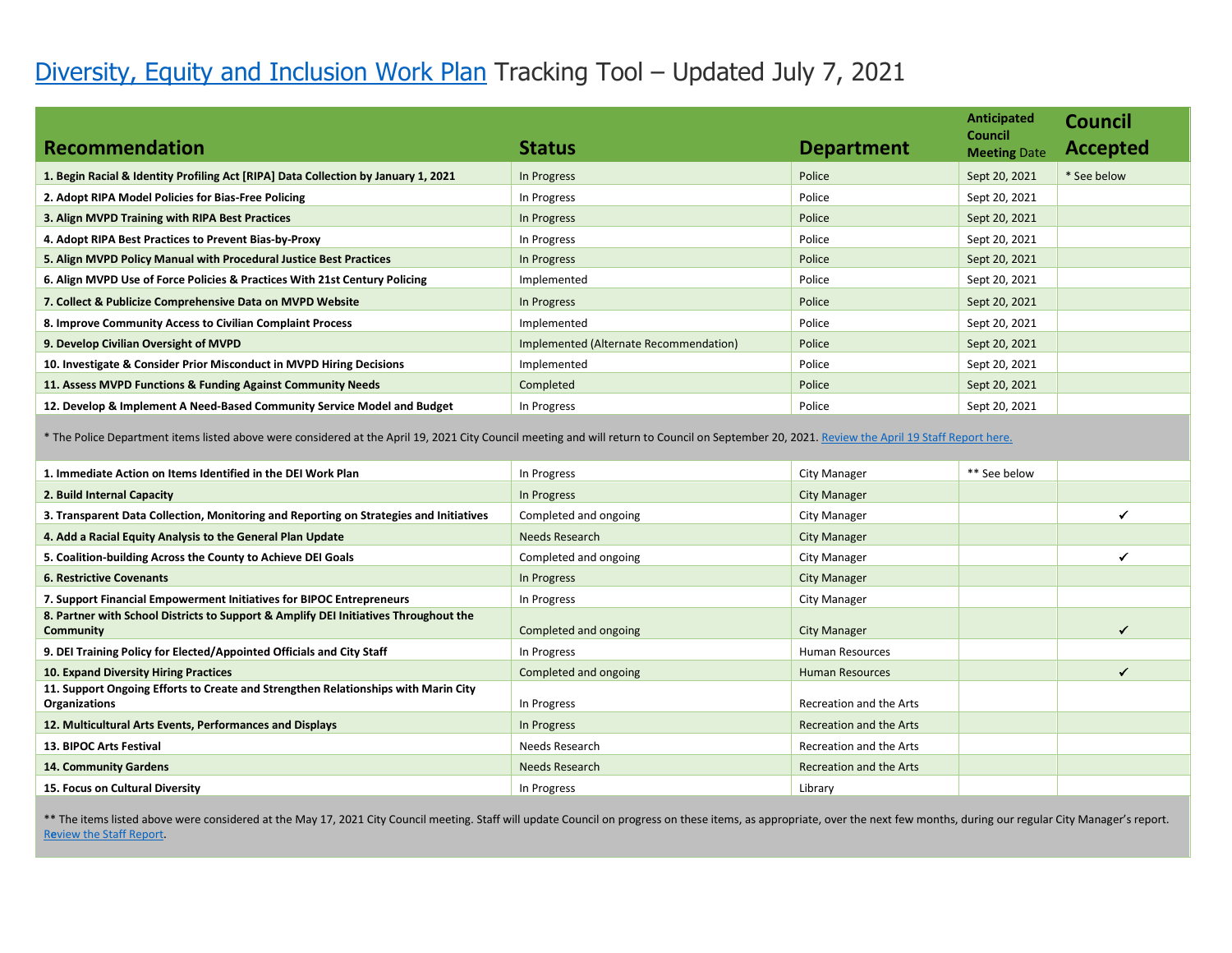# Diversity, Equity and Inclusion Work Plan Tracking Tool – Updated July 7, 2021

| Recommendation | Status | Department | Anticipated Council Meeting Date | Council Accepted |
|---|---|---|---|---|
| **1. Begin Racial & Identity Profiling Act [RIPA] Data Collection by January 1, 2021** | In Progress | Police | Sept 20, 2021 | * See below |
| **2. Adopt RIPA Model Policies for Bias-Free Policing** | In Progress | Police | Sept 20, 2021 | |
| **3. Align MVPD Training with RIPA Best Practices** | In Progress | Police | Sept 20, 2021 | |
| **4. Adopt RIPA Best Practices to Prevent Bias-by-Proxy** | In Progress | Police | Sept 20, 2021 | |
| **5. Align MVPD Policy Manual with Procedural Justice Best Practices** | In Progress | Police | Sept 20, 2021 | |
| **6. Align MVPD Use of Force Policies & Practices With 21st Century Policing** | Implemented | Police | Sept 20, 2021 | |
| **7. Collect & Publicize Comprehensive Data on MVPD Website** | In Progress | Police | Sept 20, 2021 | |
| **8. Improve Community Access to Civilian Complaint Process** | Implemented | Police | Sept 20, 2021 | |
| **9. Develop Civilian Oversight of MVPD** | Implemented (Alternate Recommendation) | Police | Sept 20, 2021 | |
| **10. Investigate & Consider Prior Misconduct in MVPD Hiring Decisions** | Implemented | Police | Sept 20, 2021 | |
| **11. Assess MVPD Functions & Funding Against Community Needs** | Completed | Police | Sept 20, 2021 | |
| **12. Develop & Implement A Need-Based Community Service Model and Budget** | In Progress | Police | Sept 20, 2021 | |
| * The Police Department items listed above were considered at the April 19, 2021 City Council meeting and will return to Council on September 20, 2021. Review the April 19 Staff Report here. | | | | |
| **1. Immediate Action on Items Identified in the DEI Work Plan** | In Progress | City Manager | ** See below | |
| **2. Build Internal Capacity** | In Progress | City Manager | | |
| **3. Transparent Data Collection, Monitoring and Reporting on Strategies and Initiatives** | Completed and ongoing | City Manager | | ✔ |
| **4. Add a Racial Equity Analysis to the General Plan Update** | Needs Research | City Manager | | |
| **5. Coalition-building Across the County to Achieve DEI Goals** | Completed and ongoing | City Manager | | ✔ |
| **6. Restrictive Covenants** | In Progress | City Manager | | |
| **7. Support Financial Empowerment Initiatives for BIPOC Entrepreneurs** | In Progress | City Manager | | |
| **8. Partner with School Districts to Support & Amplify DEI Initiatives Throughout the Community** | Completed and ongoing | City Manager | | ✔ |
| **9. DEI Training Policy for Elected/Appointed Officials and City Staff** | In Progress | Human Resources | | |
| **10. Expand Diversity Hiring Practices** | Completed and ongoing | Human Resources | | ✔ |
| **11. Support Ongoing Efforts to Create and Strengthen Relationships with Marin City Organizations** | In Progress | Recreation and the Arts | | |
| **12. Multicultural Arts Events, Performances and Displays** | In Progress | Recreation and the Arts | | |
| **13. BIPOC Arts Festival** | Needs Research | Recreation and the Arts | | |
| **14. Community Gardens** | Needs Research | Recreation and the Arts | | |
| **15. Focus on Cultural Diversity** | In Progress | Library | | |
| ** The items listed above were considered at the May 17, 2021 City Council meeting. Staff will update Council on progress on these items, as appropriate, over the next few months, during our regular City Manager's report. Review the Staff Report. | | | | |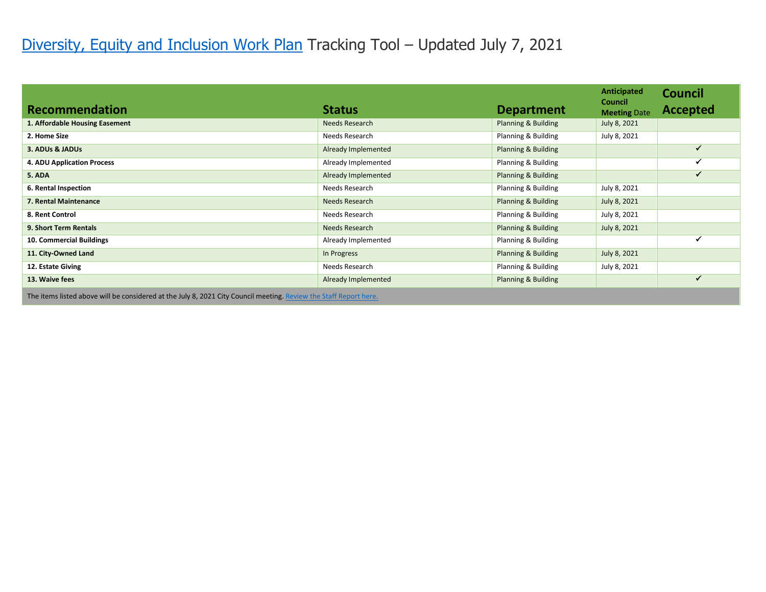# Diversity, Equity and Inclusion Work Plan Tracking Tool – Updated July 7, 2021

| Recommendation | Status | Department | Anticipated Council Meeting Date | Council Accepted |
|---|---|---|---|---|
| **1. Affordable Housing Easement** | Needs Research | Planning & Building | July 8, 2021 | |
| **2. Home Size** | Needs Research | Planning & Building | July 8, 2021 | |
| **3. ADUs & JADUs** | Already Implemented | Planning & Building | | ✓ |
| **4. ADU Application Process** | Already Implemented | Planning & Building | | ✓ |
| **5. ADA** | Already Implemented | Planning & Building | | ✓ |
| **6. Rental Inspection** | Needs Research | Planning & Building | July 8, 2021 | |
| **7. Rental Maintenance** | Needs Research | Planning & Building | July 8, 2021 | |
| **8. Rent Control** | Needs Research | Planning & Building | July 8, 2021 | |
| **9. Short Term Rentals** | Needs Research | Planning & Building | July 8, 2021 | |
| **10. Commercial Buildings** | Already Implemented | Planning & Building | | ✓ |
| **11. City-Owned Land** | In Progress | Planning & Building | July 8, 2021 | |
| **12. Estate Giving** | Needs Research | Planning & Building | July 8, 2021 | |
| **13. Waive fees** | Already Implemented | Planning & Building | | ✓ |

The items listed above will be considered at the July 8, 2021 City Council meeting. Review the Staff Report here.